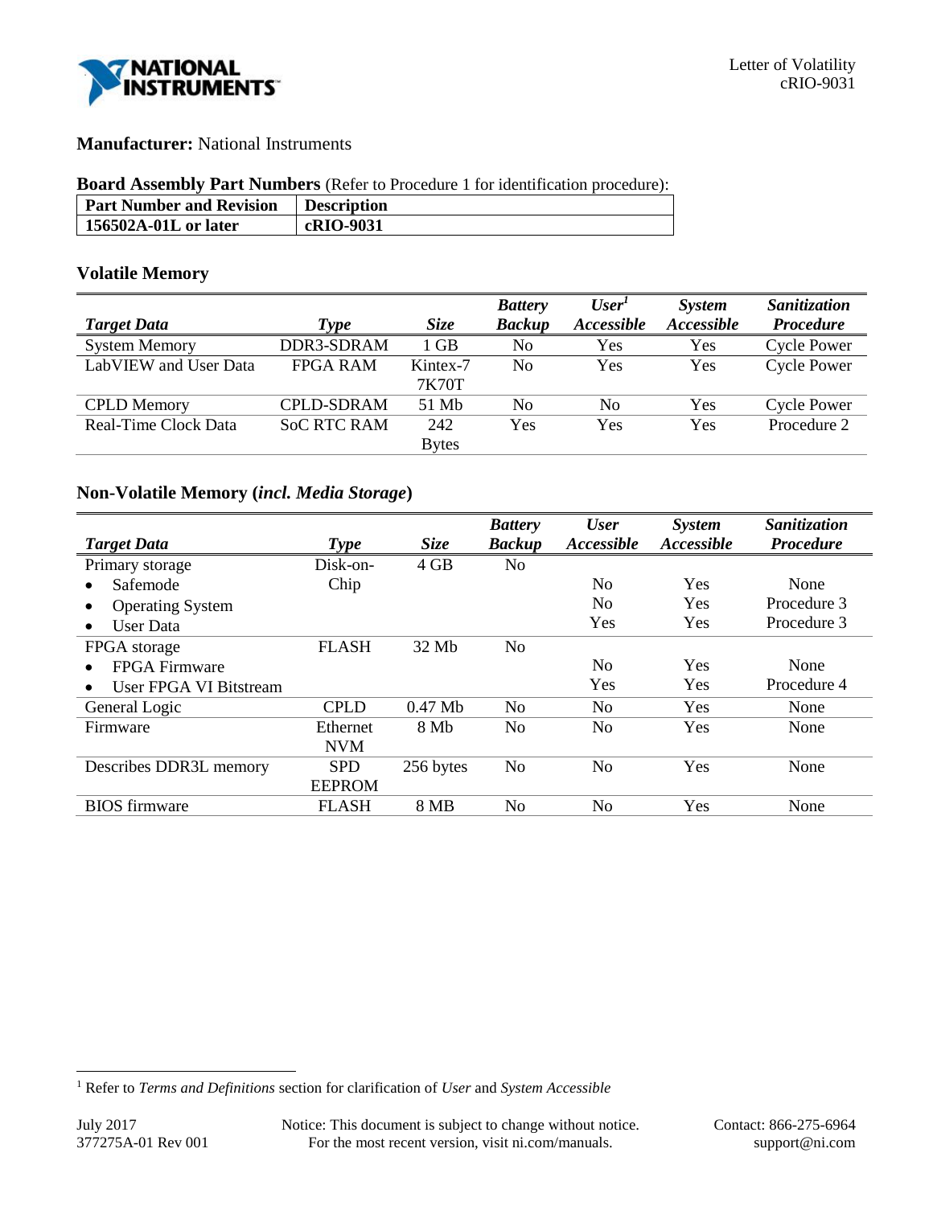Letter of Volatility
cRIO-9031

**Manufacturer:** National Instruments

**Board Assembly Part Numbers** (Refer to Procedure 1 for identification procedure):

| Part Number and Revision | Description |
|---|---|
| **156502A-01L or later** | **cRIO-9031** |

## Volatile Memory

| *Target Data* | *Type* | *Size* | *Battery Backup* | *User[1] Accessible* | *System Accessible* | *Sanitization Procedure* |
|---|---|---|---|---|---|---|
| System Memory | DDR3-SDRAM | 1 GB | No | Yes | Yes | Cycle Power |
| LabVIEW and User Data | FPGA RAM | Kintex-7 7K70T | No | Yes | Yes | Cycle Power |
| CPLD Memory | CPLD-SDRAM | 51 Mb | No | No | Yes | Cycle Power |
| Real-Time Clock Data | SoC RTC RAM | 242 Bytes | Yes | Yes | Yes | Procedure 2 |

## Non-Volatile Memory (*incl. Media Storage*)

| *Target Data* | *Type* | *Size* | *Battery Backup* | *User Accessible* | *System Accessible* | *Sanitization Procedure* |
|---|---|---|---|---|---|---|
| Primary storage | Disk-on-Chip | 4 GB | No | | | |
| • Safemode | | | | No | Yes | None |
| • Operating System | | | | No | Yes | Procedure 3 |
| • User Data | | | | Yes | Yes | Procedure 3 |
| FPGA storage | FLASH | 32 Mb | No | | | |
| • FPGA Firmware | | | | No | Yes | None |
| • User FPGA VI Bitstream | | | | Yes | Yes | Procedure 4 |
| General Logic | CPLD | 0.47 Mb | No | No | Yes | None |
| Firmware | Ethernet NVM | 8 Mb | No | No | Yes | None |
| Describes DDR3L memory | SPD EEPROM | 256 bytes | No | No | Yes | None |
| BIOS firmware | FLASH | 8 MB | No | No | Yes | None |

[1] Refer to *Terms and Definitions* section for clarification of *User* and *System Accessible*

July 2017
377275A-01 Rev 001

Notice: This document is subject to change without notice.
For the most recent version, visit ni.com/manuals.

Contact: 866-275-6964
support@ni.com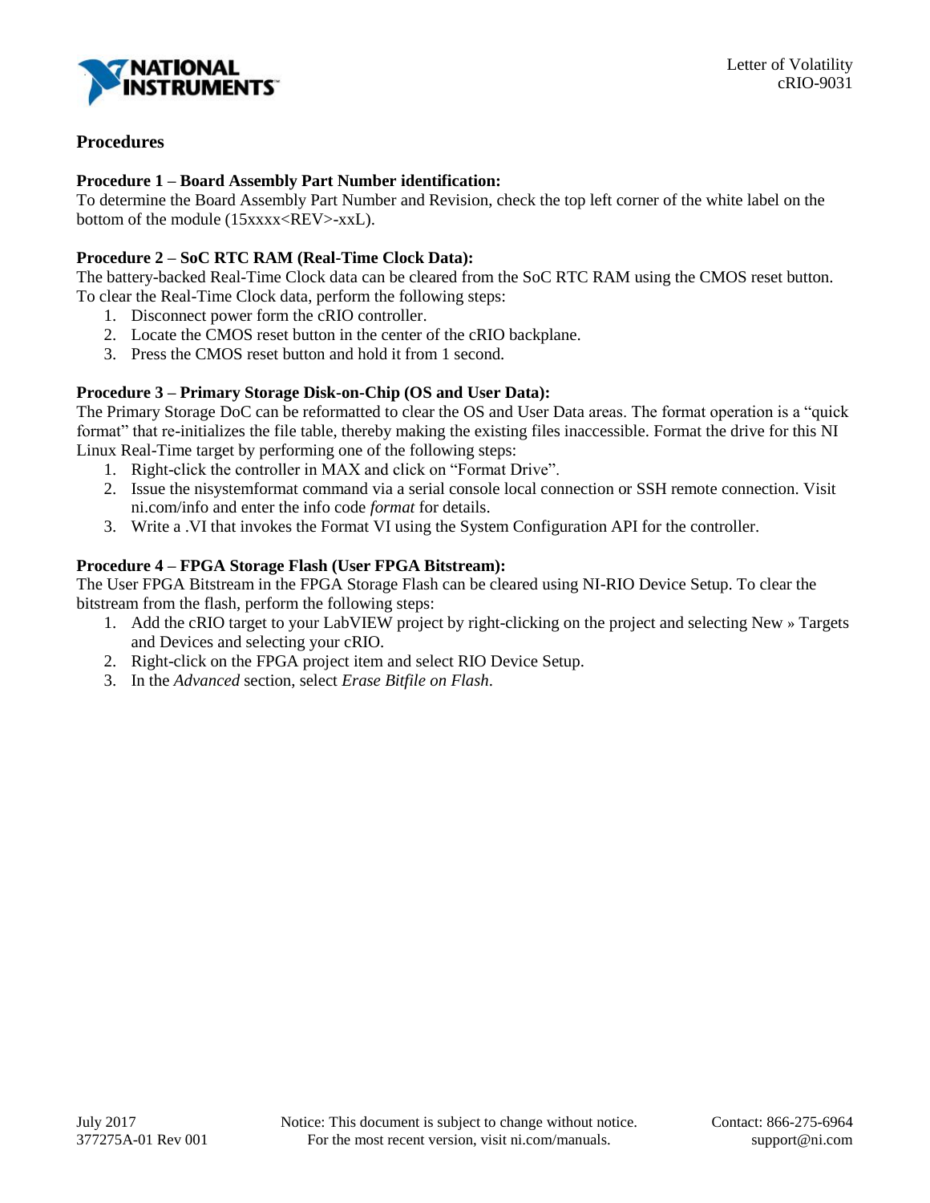## Procedures

**Procedure 1 – Board Assembly Part Number identification:**
To determine the Board Assembly Part Number and Revision, check the top left corner of the white label on the bottom of the module (15xxxx<REV>-xxL).

**Procedure 2 – SoC RTC RAM (Real-Time Clock Data):**
The battery-backed Real-Time Clock data can be cleared from the SoC RTC RAM using the CMOS reset button. To clear the Real-Time Clock data, perform the following steps:

1. Disconnect power form the cRIO controller.
2. Locate the CMOS reset button in the center of the cRIO backplane.
3. Press the CMOS reset button and hold it from 1 second.

**Procedure 3 – Primary Storage Disk-on-Chip (OS and User Data):**
The Primary Storage DoC can be reformatted to clear the OS and User Data areas. The format operation is a "quick format" that re-initializes the file table, thereby making the existing files inaccessible. Format the drive for this NI Linux Real-Time target by performing one of the following steps:

1. Right-click the controller in MAX and click on "Format Drive".
2. Issue the nisystemformat command via a serial console local connection or SSH remote connection. Visit ni.com/info and enter the info code *format* for details.
3. Write a .VI that invokes the Format VI using the System Configuration API for the controller.

**Procedure 4 – FPGA Storage Flash (User FPGA Bitstream):**
The User FPGA Bitstream in the FPGA Storage Flash can be cleared using NI-RIO Device Setup. To clear the bitstream from the flash, perform the following steps:

1. Add the cRIO target to your LabVIEW project by right-clicking on the project and selecting New » Targets and Devices and selecting your cRIO.
2. Right-click on the FPGA project item and select RIO Device Setup.
3. In the *Advanced* section, select *Erase Bitfile on Flash*.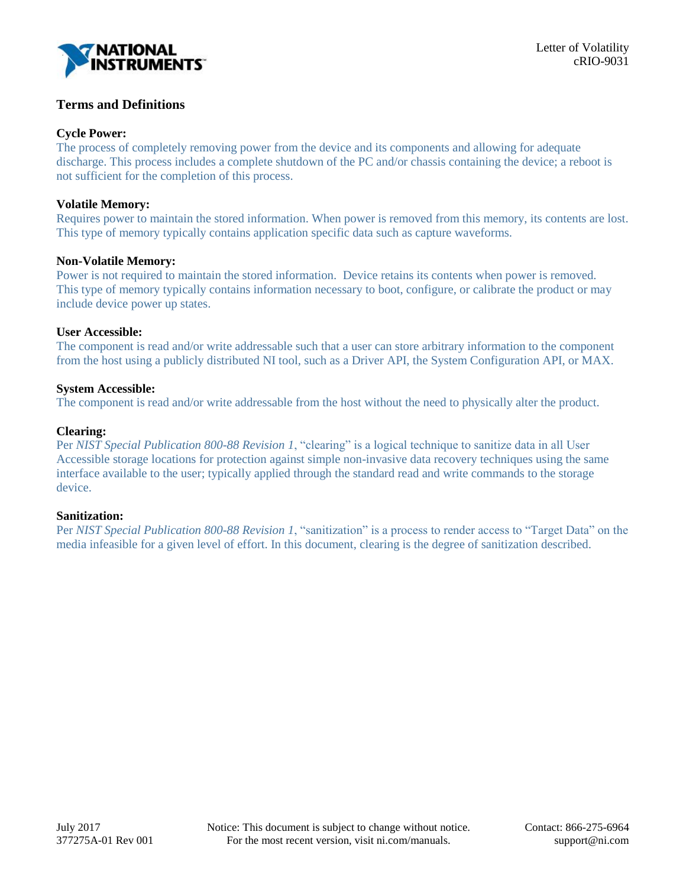## Terms and Definitions

**Cycle Power:**
The process of completely removing power from the device and its components and allowing for adequate discharge. This process includes a complete shutdown of the PC and/or chassis containing the device; a reboot is not sufficient for the completion of this process.

**Volatile Memory:**
Requires power to maintain the stored information. When power is removed from this memory, its contents are lost. This type of memory typically contains application specific data such as capture waveforms.

**Non-Volatile Memory:**
Power is not required to maintain the stored information. Device retains its contents when power is removed. This type of memory typically contains information necessary to boot, configure, or calibrate the product or may include device power up states.

**User Accessible:**
The component is read and/or write addressable such that a user can store arbitrary information to the component from the host using a publicly distributed NI tool, such as a Driver API, the System Configuration API, or MAX.

**System Accessible:**
The component is read and/or write addressable from the host without the need to physically alter the product.

**Clearing:**
Per *NIST Special Publication 800-88 Revision 1*, "clearing" is a logical technique to sanitize data in all User Accessible storage locations for protection against simple non-invasive data recovery techniques using the same interface available to the user; typically applied through the standard read and write commands to the storage device.

**Sanitization:**
Per *NIST Special Publication 800-88 Revision 1*, "sanitization" is a process to render access to "Target Data" on the media infeasible for a given level of effort. In this document, clearing is the degree of sanitization described.